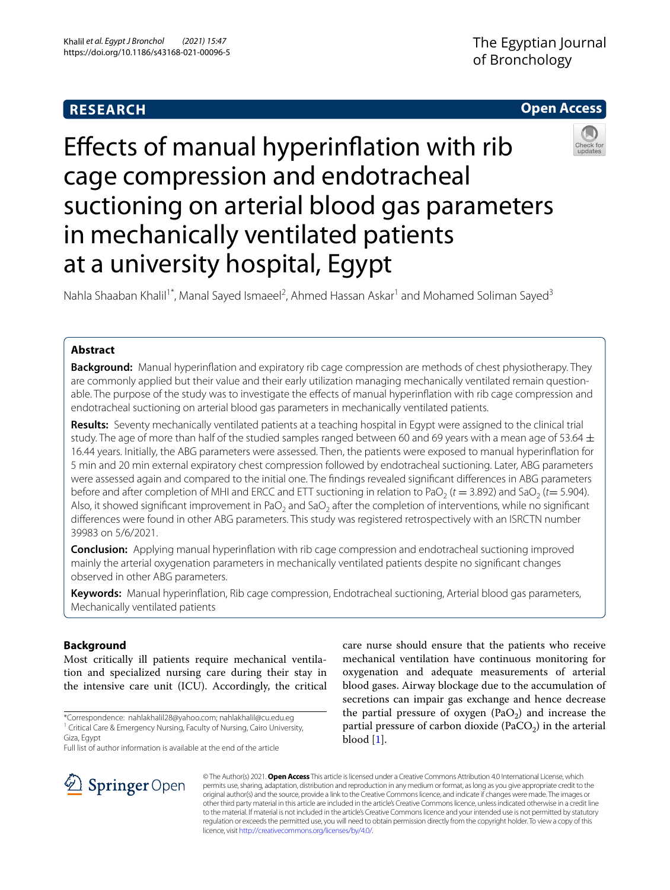RESEARCH

Open Access

# Effects of manual hyperinflation with rib cage compression and endotracheal suctioning on arterial blood gas parameters in mechanically ventilated patients at a university hospital, Egypt

Nahla Shaaban Khalil[1*], Manal Sayed Ismaeel[2], Ahmed Hassan Askar[1] and Mohamed Soliman Sayed[3]

## Abstract

**Background:** Manual hyperinflation and expiratory rib cage compression are methods of chest physiotherapy. They are commonly applied but their value and their early utilization managing mechanically ventilated remain questionable. The purpose of the study was to investigate the effects of manual hyperinflation with rib cage compression and endotracheal suctioning on arterial blood gas parameters in mechanically ventilated patients.

**Results:** Seventy mechanically ventilated patients at a teaching hospital in Egypt were assigned to the clinical trial study. The age of more than half of the studied samples ranged between 60 and 69 years with a mean age of 53.64 ± 16.44 years. Initially, the ABG parameters were assessed. Then, the patients were exposed to manual hyperinflation for 5 min and 20 min external expiratory chest compression followed by endotracheal suctioning. Later, ABG parameters were assessed again and compared to the initial one. The findings revealed significant differences in ABG parameters before and after completion of MHI and ERCC and ETT suctioning in relation to $PaO_2$ ($t = 3.892$) and $SaO_2$ ($t = 5.904$). Also, it showed significant improvement in $PaO_2$ and $SaO_2$ after the completion of interventions, while no significant differences were found in other ABG parameters. This study was registered retrospectively with an ISRCTN number 39983 on 5/6/2021.

**Conclusion:** Applying manual hyperinflation with rib cage compression and endotracheal suctioning improved mainly the arterial oxygenation parameters in mechanically ventilated patients despite no significant changes observed in other ABG parameters.

**Keywords:** Manual hyperinflation, Rib cage compression, Endotracheal suctioning, Arterial blood gas parameters, Mechanically ventilated patients

## Background

Most critically ill patients require mechanical ventilation and specialized nursing care during their stay in the intensive care unit (ICU). Accordingly, the critical care nurse should ensure that the patients who receive mechanical ventilation have continuous monitoring for oxygenation and adequate measurements of arterial blood gases. Airway blockage due to the accumulation of secretions can impair gas exchange and hence decrease the partial pressure of oxygen ($PaO_2$) and increase the partial pressure of carbon dioxide ($PaCO_2$) in the arterial blood [1].

*Correspondence: nahlakhalil28@yahoo.com; nahlakhalil@cu.edu.eg
[1] Critical Care & Emergency Nursing, Faculty of Nursing, Cairo University, Giza, Egypt
Full list of author information is available at the end of the article

© The Author(s) 2021. **Open Access** This article is licensed under a Creative Commons Attribution 4.0 International License, which permits use, sharing, adaptation, distribution and reproduction in any medium or format, as long as you give appropriate credit to the original author(s) and the source, provide a link to the Creative Commons licence, and indicate if changes were made. The images or other third party material in this article are included in the article's Creative Commons licence, unless indicated otherwise in a credit line to the material. If material is not included in the article's Creative Commons licence and your intended use is not permitted by statutory regulation or exceeds the permitted use, you will need to obtain permission directly from the copyright holder. To view a copy of this licence, visit http://creativecommons.org/licenses/by/4.0/.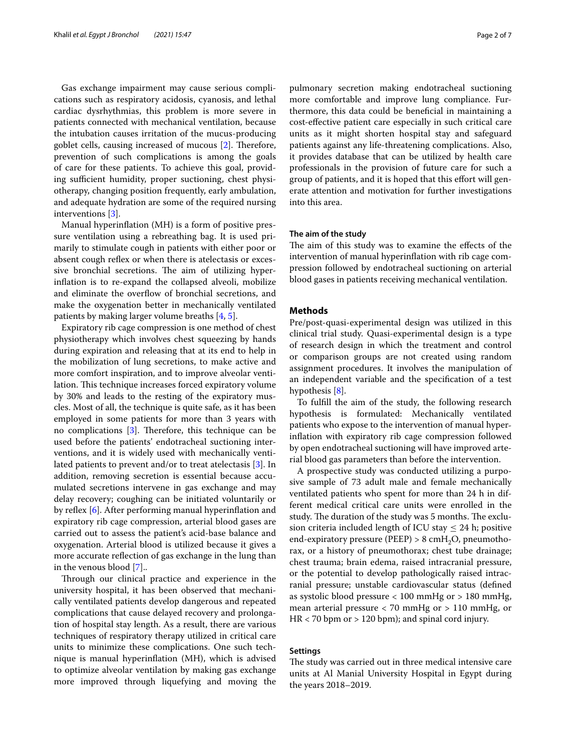Gas exchange impairment may cause serious complications such as respiratory acidosis, cyanosis, and lethal cardiac dysrhythmias, this problem is more severe in patients connected with mechanical ventilation, because the intubation causes irritation of the mucus-producing goblet cells, causing increased of mucous [2]. Therefore, prevention of such complications is among the goals of care for these patients. To achieve this goal, providing sufficient humidity, proper suctioning, chest physiotherapy, changing position frequently, early ambulation, and adequate hydration are some of the required nursing interventions [3].

Manual hyperinflation (MH) is a form of positive pressure ventilation using a rebreathing bag. It is used primarily to stimulate cough in patients with either poor or absent cough reflex or when there is atelectasis or excessive bronchial secretions. The aim of utilizing hyperinflation is to re-expand the collapsed alveoli, mobilize and eliminate the overflow of bronchial secretions, and make the oxygenation better in mechanically ventilated patients by making larger volume breaths [4, 5].

Expiratory rib cage compression is one method of chest physiotherapy which involves chest squeezing by hands during expiration and releasing that at its end to help in the mobilization of lung secretions, to make active and more comfort inspiration, and to improve alveolar ventilation. This technique increases forced expiratory volume by 30% and leads to the resting of the expiratory muscles. Most of all, the technique is quite safe, as it has been employed in some patients for more than 3 years with no complications [3]. Therefore, this technique can be used before the patients' endotracheal suctioning interventions, and it is widely used with mechanically ventilated patients to prevent and/or to treat atelectasis [3]. In addition, removing secretion is essential because accumulated secretions intervene in gas exchange and may delay recovery; coughing can be initiated voluntarily or by reflex [6]. After performing manual hyperinflation and expiratory rib cage compression, arterial blood gases are carried out to assess the patient's acid-base balance and oxygenation. Arterial blood is utilized because it gives a more accurate reflection of gas exchange in the lung than in the venous blood [7]..

Through our clinical practice and experience in the university hospital, it has been observed that mechanically ventilated patients develop dangerous and repeated complications that cause delayed recovery and prolongation of hospital stay length. As a result, there are various techniques of respiratory therapy utilized in critical care units to minimize these complications. One such technique is manual hyperinflation (MH), which is advised to optimize alveolar ventilation by making gas exchange more improved through liquefying and moving the pulmonary secretion making endotracheal suctioning more comfortable and improve lung compliance. Furthermore, this data could be beneficial in maintaining a cost-effective patient care especially in such critical care units as it might shorten hospital stay and safeguard patients against any life-threatening complications. Also, it provides database that can be utilized by health care professionals in the provision of future care for such a group of patients, and it is hoped that this effort will generate attention and motivation for further investigations into this area.

### The aim of the study

The aim of this study was to examine the effects of the intervention of manual hyperinflation with rib cage compression followed by endotracheal suctioning on arterial blood gases in patients receiving mechanical ventilation.

## Methods

Pre/post-quasi-experimental design was utilized in this clinical trial study. Quasi-experimental design is a type of research design in which the treatment and control or comparison groups are not created using random assignment procedures. It involves the manipulation of an independent variable and the specification of a test hypothesis [8].

To fulfill the aim of the study, the following research hypothesis is formulated: Mechanically ventilated patients who expose to the intervention of manual hyperinflation with expiratory rib cage compression followed by open endotracheal suctioning will have improved arterial blood gas parameters than before the intervention.

A prospective study was conducted utilizing a purposive sample of 73 adult male and female mechanically ventilated patients who spent for more than 24 h in different medical critical care units were enrolled in the study. The duration of the study was 5 months. The exclusion criteria included length of ICU stay ≤ 24 h; positive end-expiratory pressure (PEEP) > 8 $cmH_2O$, pneumothorax, or a history of pneumothorax; chest tube drainage; chest trauma; brain edema, raised intracranial pressure, or the potential to develop pathologically raised intracranial pressure; unstable cardiovascular status (defined as systolic blood pressure < 100 mmHg or > 180 mmHg, mean arterial pressure < 70 mmHg or > 110 mmHg, or HR < 70 bpm or > 120 bpm); and spinal cord injury.

### Settings

The study was carried out in three medical intensive care units at Al Manial University Hospital in Egypt during the years 2018–2019.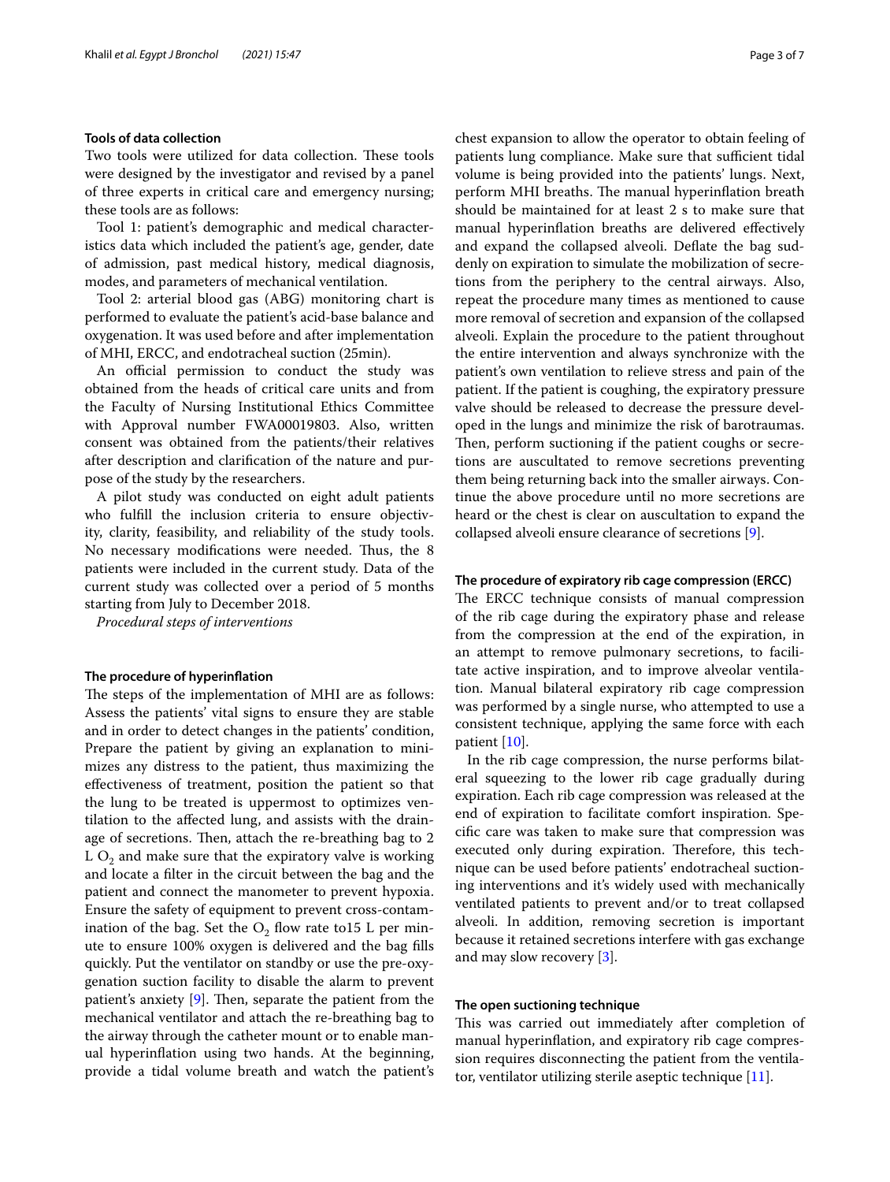### Tools of data collection

Two tools were utilized for data collection. These tools were designed by the investigator and revised by a panel of three experts in critical care and emergency nursing; these tools are as follows:

Tool 1: patient's demographic and medical characteristics data which included the patient's age, gender, date of admission, past medical history, medical diagnosis, modes, and parameters of mechanical ventilation.

Tool 2: arterial blood gas (ABG) monitoring chart is performed to evaluate the patient's acid-base balance and oxygenation. It was used before and after implementation of MHI, ERCC, and endotracheal suction (25min).

An official permission to conduct the study was obtained from the heads of critical care units and from the Faculty of Nursing Institutional Ethics Committee with Approval number FWA00019803. Also, written consent was obtained from the patients/their relatives after description and clarification of the nature and purpose of the study by the researchers.

A pilot study was conducted on eight adult patients who fulfill the inclusion criteria to ensure objectivity, clarity, feasibility, and reliability of the study tools. No necessary modifications were needed. Thus, the 8 patients were included in the current study. Data of the current study was collected over a period of 5 months starting from July to December 2018.

*Procedural steps of interventions*

### The procedure of hyperinflation

The steps of the implementation of MHI are as follows: Assess the patients' vital signs to ensure they are stable and in order to detect changes in the patients' condition, Prepare the patient by giving an explanation to minimizes any distress to the patient, thus maximizing the effectiveness of treatment, position the patient so that the lung to be treated is uppermost to optimizes ventilation to the affected lung, and assists with the drainage of secretions. Then, attach the re-breathing bag to 2 L $O_2$ and make sure that the expiratory valve is working and locate a filter in the circuit between the bag and the patient and connect the manometer to prevent hypoxia. Ensure the safety of equipment to prevent cross-contamination of the bag. Set the $O_2$ flow rate to15 L per minute to ensure 100% oxygen is delivered and the bag fills quickly. Put the ventilator on standby or use the pre-oxygenation suction facility to disable the alarm to prevent patient's anxiety [9]. Then, separate the patient from the mechanical ventilator and attach the re-breathing bag to the airway through the catheter mount or to enable manual hyperinflation using two hands. At the beginning, provide a tidal volume breath and watch the patient's chest expansion to allow the operator to obtain feeling of patients lung compliance. Make sure that sufficient tidal volume is being provided into the patients' lungs. Next, perform MHI breaths. The manual hyperinflation breath should be maintained for at least 2 s to make sure that manual hyperinflation breaths are delivered effectively and expand the collapsed alveoli. Deflate the bag suddenly on expiration to simulate the mobilization of secretions from the periphery to the central airways. Also, repeat the procedure many times as mentioned to cause more removal of secretion and expansion of the collapsed alveoli. Explain the procedure to the patient throughout the entire intervention and always synchronize with the patient's own ventilation to relieve stress and pain of the patient. If the patient is coughing, the expiratory pressure valve should be released to decrease the pressure developed in the lungs and minimize the risk of barotraumas. Then, perform suctioning if the patient coughs or secretions are auscultated to remove secretions preventing them being returning back into the smaller airways. Continue the above procedure until no more secretions are heard or the chest is clear on auscultation to expand the collapsed alveoli ensure clearance of secretions [9].

### The procedure of expiratory rib cage compression (ERCC)

The ERCC technique consists of manual compression of the rib cage during the expiratory phase and release from the compression at the end of the expiration, in an attempt to remove pulmonary secretions, to facilitate active inspiration, and to improve alveolar ventilation. Manual bilateral expiratory rib cage compression was performed by a single nurse, who attempted to use a consistent technique, applying the same force with each patient [10].

In the rib cage compression, the nurse performs bilateral squeezing to the lower rib cage gradually during expiration. Each rib cage compression was released at the end of expiration to facilitate comfort inspiration. Specific care was taken to make sure that compression was executed only during expiration. Therefore, this technique can be used before patients' endotracheal suctioning interventions and it's widely used with mechanically ventilated patients to prevent and/or to treat collapsed alveoli. In addition, removing secretion is important because it retained secretions interfere with gas exchange and may slow recovery [3].

### The open suctioning technique

This was carried out immediately after completion of manual hyperinflation, and expiratory rib cage compression requires disconnecting the patient from the ventilator, ventilator utilizing sterile aseptic technique [11].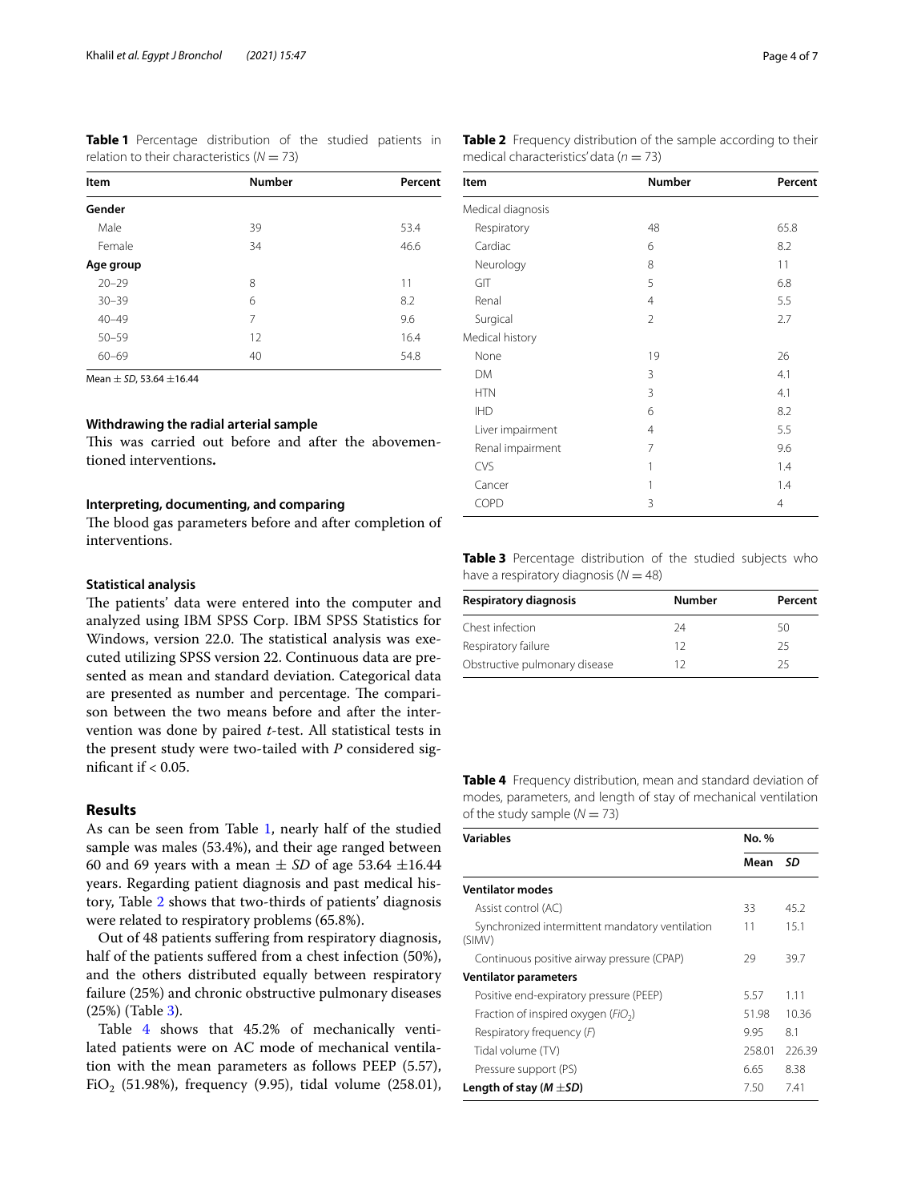**Table 1** Percentage distribution of the studied patients in relation to their characteristics ($N = 73$)

| Item | Number | Percent |
|---|---|---|
| **Gender** | | |
| Male | 39 | 53.4 |
| Female | 34 | 46.6 |
| **Age group** | | |
| 20–29 | 8 | 11 |
| 30–39 | 6 | 8.2 |
| 40–49 | 7 | 9.6 |
| 50–59 | 12 | 16.4 |
| 60–69 | 40 | 54.8 |

Mean ± *SD*, 53.64 ±16.44

### Withdrawing the radial arterial sample

This was carried out before and after the abovementioned interventions**.**

### Interpreting, documenting, and comparing

The blood gas parameters before and after completion of interventions.

### Statistical analysis

The patients' data were entered into the computer and analyzed using IBM SPSS Corp. IBM SPSS Statistics for Windows, version 22.0. The statistical analysis was executed utilizing SPSS version 22. Continuous data are presented as mean and standard deviation. Categorical data are presented as number and percentage. The comparison between the two means before and after the intervention was done by paired *t*-test. All statistical tests in the present study were two-tailed with *P* considered significant if < 0.05.

## Results

As can be seen from Table 1, nearly half of the studied sample was males (53.4%), and their age ranged between 60 and 69 years with a mean ± *SD* of age 53.64 ±16.44 years. Regarding patient diagnosis and past medical history, Table 2 shows that two-thirds of patients' diagnosis were related to respiratory problems (65.8%).

Out of 48 patients suffering from respiratory diagnosis, half of the patients suffered from a chest infection (50%), and the others distributed equally between respiratory failure (25%) and chronic obstructive pulmonary diseases (25%) (Table 3).

Table 4 shows that 45.2% of mechanically ventilated patients were on AC mode of mechanical ventilation with the mean parameters as follows PEEP (5.57), $FiO_2$ (51.98%), frequency (9.95), tidal volume (258.01),

**Table 2** Frequency distribution of the sample according to their medical characteristics' data ($n = 73$)

| Item | Number | Percent |
|---|---|---|
| Medical diagnosis | | |
| Respiratory | 48 | 65.8 |
| Cardiac | 6 | 8.2 |
| Neurology | 8 | 11 |
| GIT | 5 | 6.8 |
| Renal | 4 | 5.5 |
| Surgical | 2 | 2.7 |
| Medical history | | |
| None | 19 | 26 |
| DM | 3 | 4.1 |
| HTN | 3 | 4.1 |
| IHD | 6 | 8.2 |
| Liver impairment | 4 | 5.5 |
| Renal impairment | 7 | 9.6 |
| CVS | 1 | 1.4 |
| Cancer | 1 | 1.4 |
| COPD | 3 | 4 |

**Table 3** Percentage distribution of the studied subjects who have a respiratory diagnosis ($N = 48$)

| Respiratory diagnosis | Number | Percent |
|---|---|---|
| Chest infection | 24 | 50 |
| Respiratory failure | 12 | 25 |
| Obstructive pulmonary disease | 12 | 25 |

**Table 4** Frequency distribution, mean and standard deviation of modes, parameters, and length of stay of mechanical ventilation of the study sample ($N = 73$)

| Variables | No. % | |
|---|---|---|
| | **Mean** | ***SD*** |
| **Ventilator modes** | | |
| Assist control (AC) | 33 | 45.2 |
| Synchronized intermittent mandatory ventilation (SIMV) | 11 | 15.1 |
| Continuous positive airway pressure (CPAP) | 29 | 39.7 |
| **Ventilator parameters** | | |
| Positive end-expiratory pressure (PEEP) | 5.57 | 1.11 |
| Fraction of inspired oxygen ($FiO_2$) | 51.98 | 10.36 |
| Respiratory frequency (*F*) | 9.95 | 8.1 |
| Tidal volume (TV) | 258.01 | 226.39 |
| Pressure support (PS) | 6.65 | 8.38 |
| **Length of stay (*M* ±*SD*)** | 7.50 | 7.41 |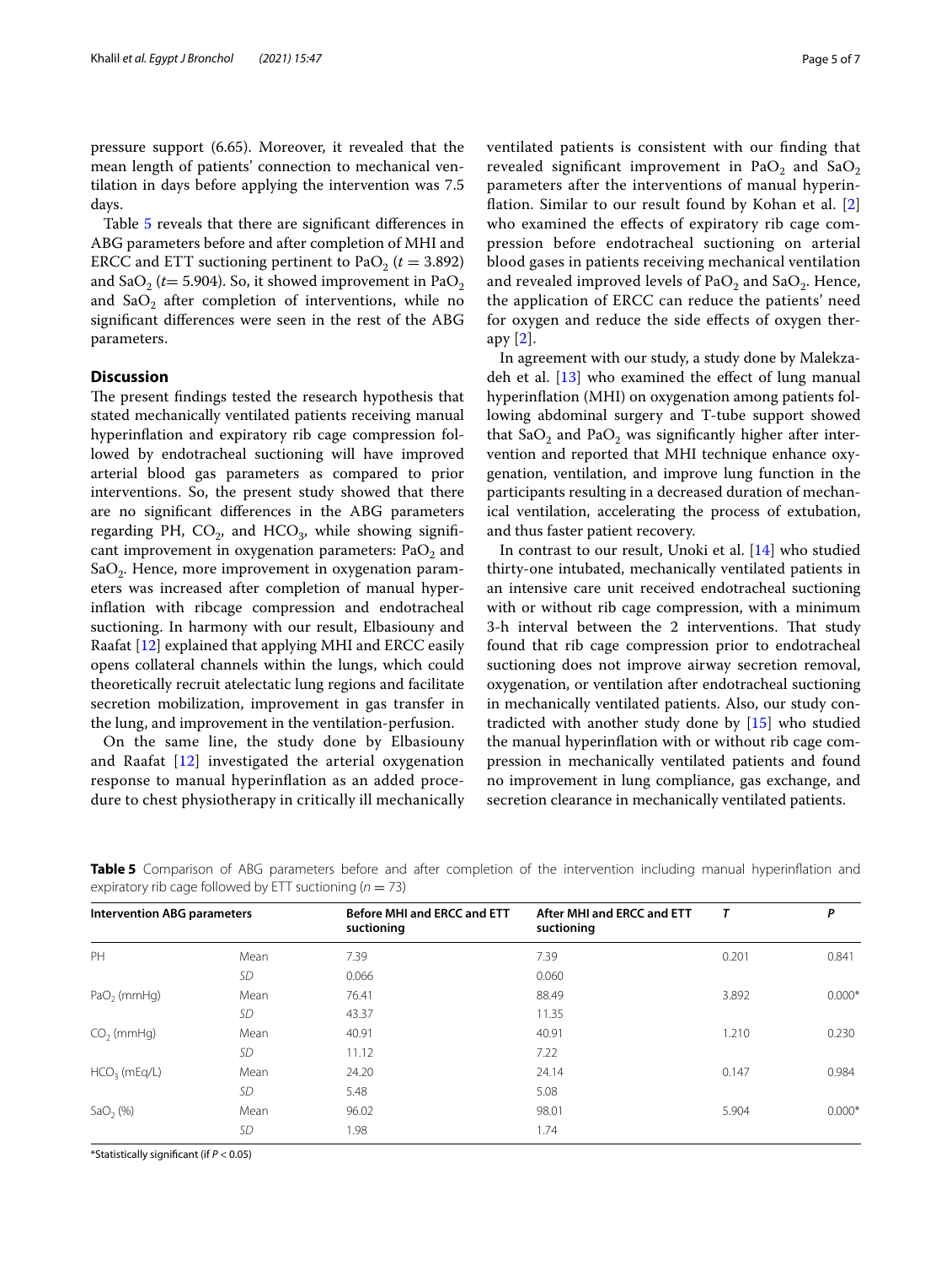pressure support (6.65). Moreover, it revealed that the mean length of patients' connection to mechanical ventilation in days before applying the intervention was 7.5 days.

Table 5 reveals that there are significant differences in ABG parameters before and after completion of MHI and ERCC and ETT suctioning pertinent to $PaO_2$ ($t = 3.892$) and $SaO_2$ ($t = 5.904$). So, it showed improvement in $PaO_2$ and $SaO_2$ after completion of interventions, while no significant differences were seen in the rest of the ABG parameters.

## Discussion

The present findings tested the research hypothesis that stated mechanically ventilated patients receiving manual hyperinflation and expiratory rib cage compression followed by endotracheal suctioning will have improved arterial blood gas parameters as compared to prior interventions. So, the present study showed that there are no significant differences in the ABG parameters regarding PH, $CO_2$, and $HCO_3$, while showing significant improvement in oxygenation parameters: $PaO_2$ and $SaO_2$. Hence, more improvement in oxygenation parameters was increased after completion of manual hyperinflation with ribcage compression and endotracheal suctioning. In harmony with our result, Elbasiouny and Raafat [12] explained that applying MHI and ERCC easily opens collateral channels within the lungs, which could theoretically recruit atelectatic lung regions and facilitate secretion mobilization, improvement in gas transfer in the lung, and improvement in the ventilation-perfusion.

On the same line, the study done by Elbasiouny and Raafat [12] investigated the arterial oxygenation response to manual hyperinflation as an added procedure to chest physiotherapy in critically ill mechanically ventilated patients is consistent with our finding that revealed significant improvement in $PaO_2$ and $SaO_2$ parameters after the interventions of manual hyperinflation. Similar to our result found by Kohan et al. [2] who examined the effects of expiratory rib cage compression before endotracheal suctioning on arterial blood gases in patients receiving mechanical ventilation and revealed improved levels of $PaO_2$ and $SaO_2$. Hence, the application of ERCC can reduce the patients' need for oxygen and reduce the side effects of oxygen therapy [2].

In agreement with our study, a study done by Malekzadeh et al. [13] who examined the effect of lung manual hyperinflation (MHI) on oxygenation among patients following abdominal surgery and T-tube support showed that $SaO_2$ and $PaO_2$ was significantly higher after intervention and reported that MHI technique enhance oxygenation, ventilation, and improve lung function in the participants resulting in a decreased duration of mechanical ventilation, accelerating the process of extubation, and thus faster patient recovery.

In contrast to our result, Unoki et al. [14] who studied thirty-one intubated, mechanically ventilated patients in an intensive care unit received endotracheal suctioning with or without rib cage compression, with a minimum 3-h interval between the 2 interventions. That study found that rib cage compression prior to endotracheal suctioning does not improve airway secretion removal, oxygenation, or ventilation after endotracheal suctioning in mechanically ventilated patients. Also, our study contradicted with another study done by [15] who studied the manual hyperinflation with or without rib cage compression in mechanically ventilated patients and found no improvement in lung compliance, gas exchange, and secretion clearance in mechanically ventilated patients.

**Table 5** Comparison of ABG parameters before and after completion of the intervention including manual hyperinflation and expiratory rib cage followed by ETT suctioning ($n = 73$)

| Intervention ABG parameters | | Before MHI and ERCC and ETT suctioning | After MHI and ERCC and ETT suctioning | T | P |
|---|---|---|---|---|---|
| PH | Mean | 7.39 | 7.39 | 0.201 | 0.841 |
| | *SD* | 0.066 | 0.060 | | |
| $PaO_2$ (mmHg) | Mean | 76.41 | 88.49 | 3.892 | 0.000* |
| | *SD* | 43.37 | 11.35 | | |
| $CO_2$ (mmHg) | Mean | 40.91 | 40.91 | 1.210 | 0.230 |
| | *SD* | 11.12 | 7.22 | | |
| $HCO_3$ (mEq/L) | Mean | 24.20 | 24.14 | 0.147 | 0.984 |
| | *SD* | 5.48 | 5.08 | | |
| $SaO_2$ (%) | Mean | 96.02 | 98.01 | 5.904 | 0.000* |
| | *SD* | 1.98 | 1.74 | | |

*Statistically significant (if $P < 0.05$)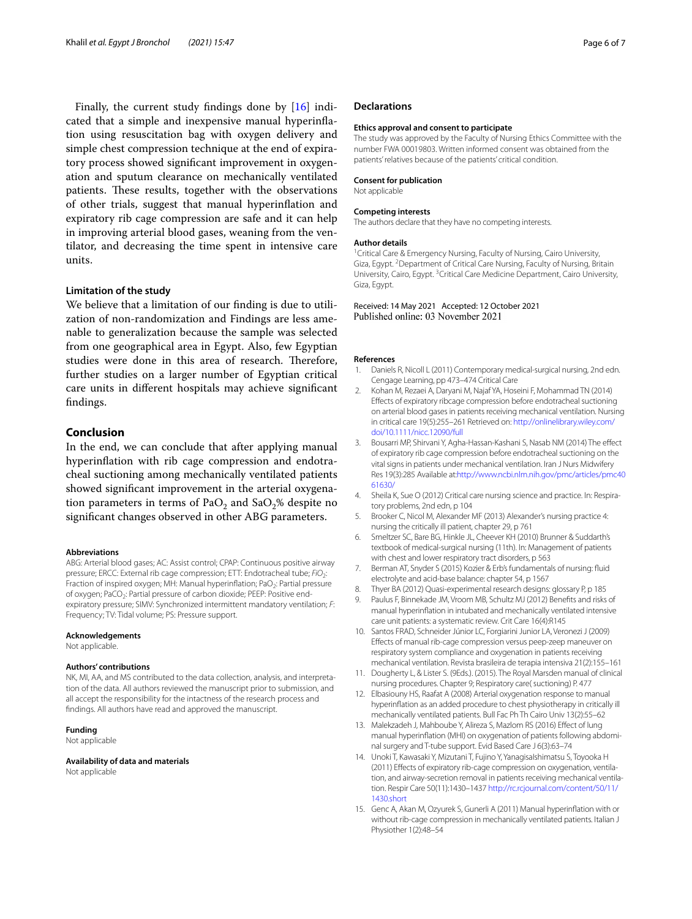Finally, the current study findings done by [16] indicated that a simple and inexpensive manual hyperinflation using resuscitation bag with oxygen delivery and simple chest compression technique at the end of expiratory process showed significant improvement in oxygenation and sputum clearance on mechanically ventilated patients. These results, together with the observations of other trials, suggest that manual hyperinflation and expiratory rib cage compression are safe and it can help in improving arterial blood gases, weaning from the ventilator, and decreasing the time spent in intensive care units.

### Limitation of the study

We believe that a limitation of our finding is due to utilization of non-randomization and Findings are less amenable to generalization because the sample was selected from one geographical area in Egypt. Also, few Egyptian studies were done in this area of research. Therefore, further studies on a larger number of Egyptian critical care units in different hospitals may achieve significant findings.

## Conclusion

In the end, we can conclude that after applying manual hyperinflation with rib cage compression and endotracheal suctioning among mechanically ventilated patients showed significant improvement in the arterial oxygenation parameters in terms of $PaO_2$ and $SaO_2$% despite no significant changes observed in other ABG parameters.

#### Abbreviations

ABG: Arterial blood gases; AC: Assist control; CPAP: Continuous positive airway pressure; ERCC: External rib cage compression; ETT: Endotracheal tube; $FiO_2$: Fraction of inspired oxygen; MH: Manual hyperinflation; $PaO_2$: Partial pressure of oxygen; $PaCO_2$: Partial pressure of carbon dioxide; PEEP: Positive end-expiratory pressure; SIMV: Synchronized intermittent mandatory ventilation; *F*: Frequency; TV: Tidal volume; PS: Pressure support.

#### Acknowledgements

Not applicable.

#### Authors' contributions

NK, MI, AA, and MS contributed to the data collection, analysis, and interpretation of the data. All authors reviewed the manuscript prior to submission, and all accept the responsibility for the intactness of the research process and findings. All authors have read and approved the manuscript.

#### Funding

Not applicable

#### Availability of data and materials

Not applicable

## Declarations

#### Ethics approval and consent to participate

The study was approved by the Faculty of Nursing Ethics Committee with the number FWA 00019803. Written informed consent was obtained from the patients' relatives because of the patients' critical condition.

#### Consent for publication

Not applicable

#### Competing interests

The authors declare that they have no competing interests.

#### Author details

[1]Critical Care & Emergency Nursing, Faculty of Nursing, Cairo University, Giza, Egypt. [2]Department of Critical Care Nursing, Faculty of Nursing, Britain University, Cairo, Egypt. [3]Critical Care Medicine Department, Cairo University, Giza, Egypt.

Received: 14 May 2021 Accepted: 12 October 2021
Published online: 03 November 2021

#### References

1. Daniels R, Nicoll L (2011) Contemporary medical-surgical nursing, 2nd edn. Cengage Learning, pp 473–474 Critical Care
2. Kohan M, Rezaei A, Daryani M, Najaf YA, Hoseini F, Mohammad TN (2014) Effects of expiratory ribcage compression before endotracheal suctioning on arterial blood gases in patients receiving mechanical ventilation. Nursing in critical care 19(5):255–261 Retrieved on: http://onlinelibrary.wiley.com/doi/10.1111/nicc.12090/full
3. Bousarri MP, Shirvani Y, Agha-Hassan-Kashani S, Nasab NM (2014) The effect of expiratory rib cage compression before endotracheal suctioning on the vital signs in patients under mechanical ventilation. Iran J Nurs Midwifery Res 19(3):285 Available at:http://www.ncbi.nlm.nih.gov/pmc/articles/pmc4061630/
4. Sheila K, Sue O (2012) Critical care nursing science and practice. In: Respiratory problems, 2nd edn, p 104
5. Brooker C, Nicol M, Alexander MF (2013) Alexander's nursing practice 4: nursing the critically ill patient, chapter 29, p 761
6. Smeltzer SC, Bare BG, Hinkle JL, Cheever KH (2010) Brunner & Suddarth's textbook of medical-surgical nursing (11th). In: Management of patients with chest and lower respiratory tract disorders, p 563
7. Berman AT, Snyder S (2015) Kozier & Erb's fundamentals of nursing: fluid electrolyte and acid-base balance: chapter 54, p 1567
8. Thyer BA (2012) Quasi-experimental research designs: glossary P, p 185
9. Paulus F, Binnekade JM, Vroom MB, Schultz MJ (2012) Benefits and risks of manual hyperinflation in intubated and mechanically ventilated intensive care unit patients: a systematic review. Crit Care 16(4):R145
10. Santos FRAD, Schneider Júnior LC, Forgiarini Junior LA, Veronezi J (2009) Effects of manual rib-cage compression versus peep-zeep maneuver on respiratory system compliance and oxygenation in patients receiving mechanical ventilation. Revista brasileira de terapia intensiva 21(2):155–161
11. Dougherty L, & Lister S. (9Eds.). (2015). The Royal Marsden manual of clinical nursing procedures. Chapter 9; Respiratory care( suctioning) P. 477
12. Elbasiouny HS, Raafat A (2008) Arterial oxygenation response to manual hyperinflation as an added procedure to chest physiotherapy in critically ill mechanically ventilated patients. Bull Fac Ph Th Cairo Univ 13(2):55–62
13. Malekzadeh J, Mahboube Y, Alireza S, Mazlom RS (2016) Effect of lung manual hyperinflation (MHI) on oxygenation of patients following abdominal surgery and T-tube support. Evid Based Care J 6(3):63–74
14. Unoki T, Kawasaki Y, Mizutani T, Fujino Y, Yanagisalshimatsu S, Toyooka H (2011) Effects of expiratory rib-cage compression on oxygenation, ventilation, and airway-secretion removal in patients receiving mechanical ventilation. Respir Care 50(11):1430–1437 http://rc.rcjournal.com/content/50/11/1430.short
15. Genc A, Akan M, Ozyurek S, Gunerli A (2011) Manual hyperinflation with or without rib-cage compression in mechanically ventilated patients. Italian J Physiother 1(2):48–54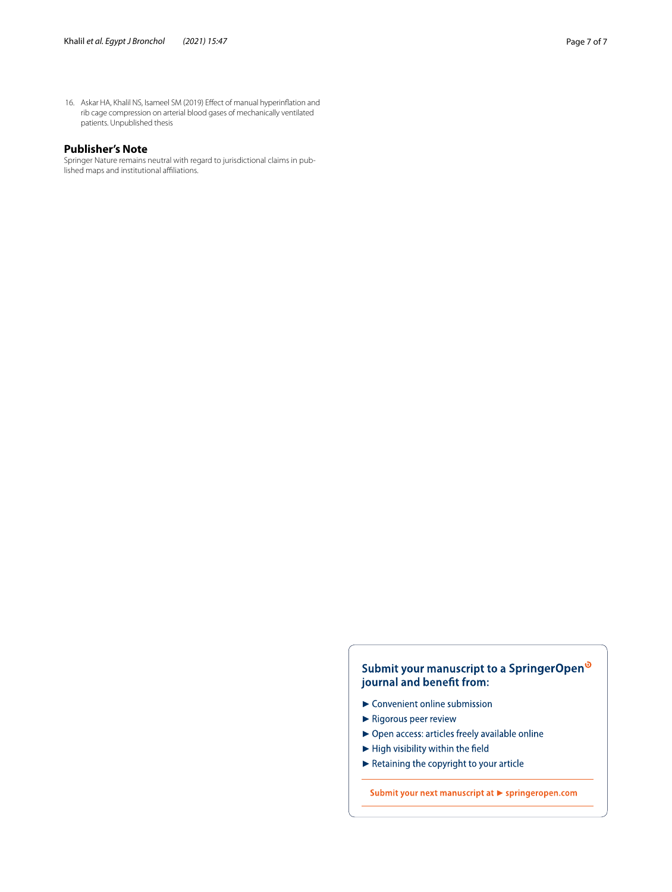16. Askar HA, Khalil NS, Isameel SM (2019) Effect of manual hyperinflation and rib cage compression on arterial blood gases of mechanically ventilated patients. Unpublished thesis

## Publisher's Note

Springer Nature remains neutral with regard to jurisdictional claims in published maps and institutional affiliations.

**Submit your manuscript to a SpringerOpen journal and benefit from:**

- ► Convenient online submission
- ► Rigorous peer review
- ► Open access: articles freely available online
- ► High visibility within the field
- ► Retaining the copyright to your article

**Submit your next manuscript at ► springeropen.com**